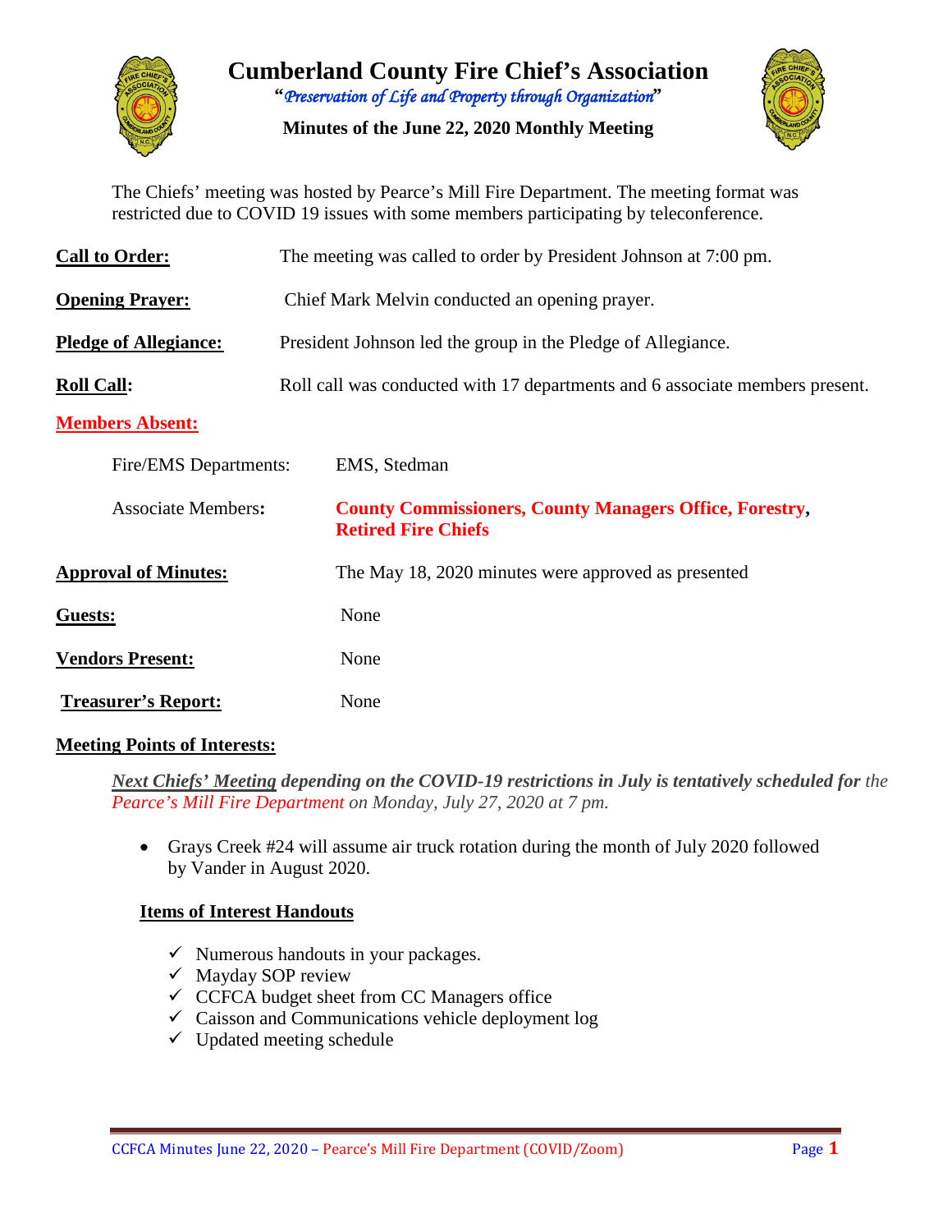# Cumberland County Fire Chief's Association

"*Preservation of Life and Property through Organization*"

**Minutes of the June 22, 2020 Monthly Meeting**

The Chiefs' meeting was hosted by Pearce's Mill Fire Department. The meeting format was restricted due to COVID 19 issues with some members participating by teleconference.

**Call to Order:** The meeting was called to order by President Johnson at 7:00 pm.

**Opening Prayer:** Chief Mark Melvin conducted an opening prayer.

**Pledge of Allegiance:** President Johnson led the group in the Pledge of Allegiance.

**Roll Call:** Roll call was conducted with 17 departments and 6 associate members present.

**Members Absent:**

Fire/EMS Departments: EMS, Stedman

Associate Members: **County Commissioners, County Managers Office, Forestry, Retired Fire Chiefs**

**Approval of Minutes:** The May 18, 2020 minutes were approved as presented

**Guests:** None

**Vendors Present:** None

**Treasurer's Report:** None

**Meeting Points of Interests:**

***Next Chiefs' Meeting* depending on the COVID-19 restrictions in July is tentatively scheduled for** *the Pearce's Mill Fire Department on Monday, July 27, 2020 at 7 pm.*

- Grays Creek #24 will assume air truck rotation during the month of July 2020 followed by Vander in August 2020.

**Items of Interest Handouts**

- ✓ Numerous handouts in your packages.
- ✓ Mayday SOP review
- ✓ CCFCA budget sheet from CC Managers office
- ✓ Caisson and Communications vehicle deployment log
- ✓ Updated meeting schedule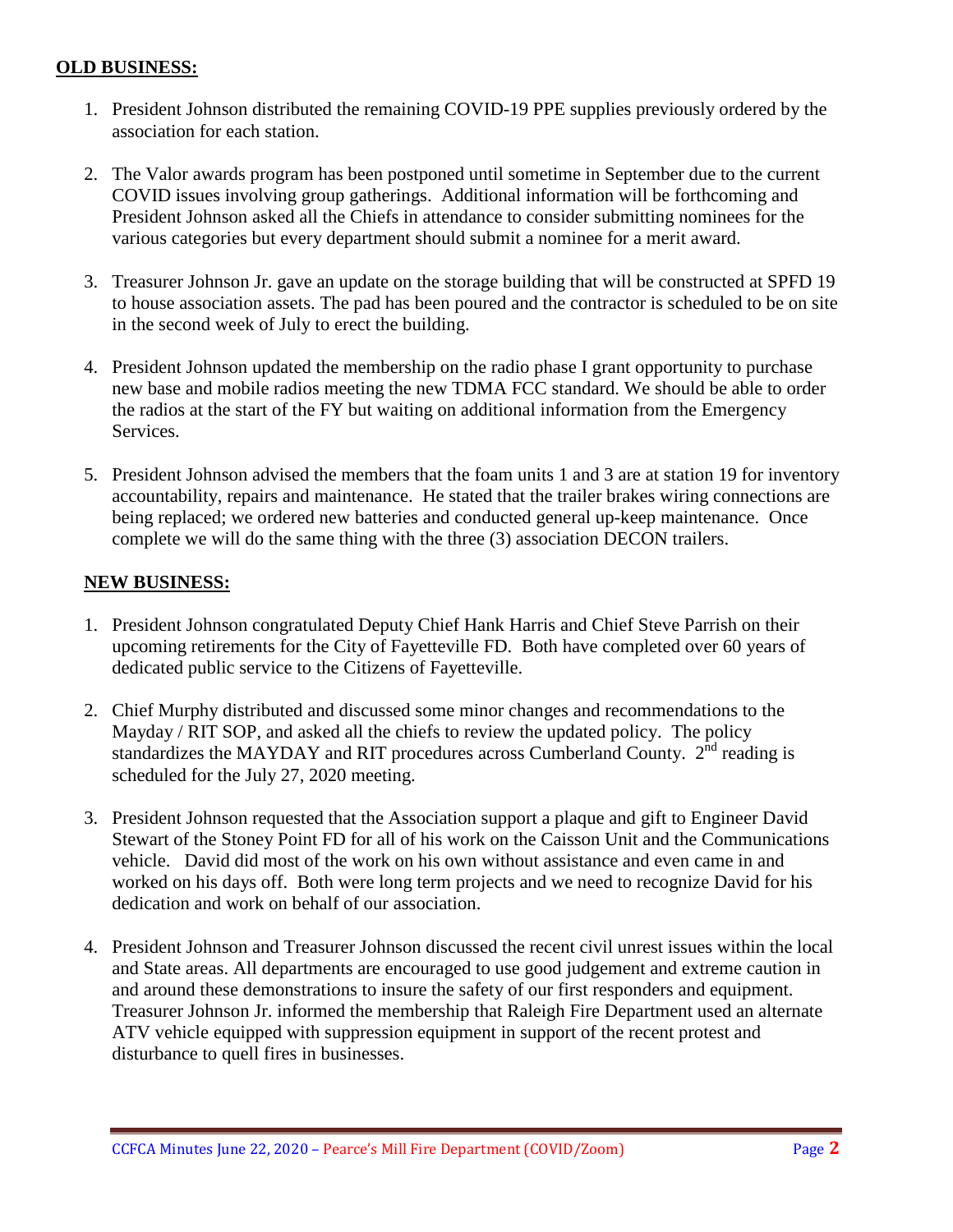**OLD BUSINESS:**

1. President Johnson distributed the remaining COVID-19 PPE supplies previously ordered by the association for each station.

2. The Valor awards program has been postponed until sometime in September due to the current COVID issues involving group gatherings. Additional information will be forthcoming and President Johnson asked all the Chiefs in attendance to consider submitting nominees for the various categories but every department should submit a nominee for a merit award.

3. Treasurer Johnson Jr. gave an update on the storage building that will be constructed at SPFD 19 to house association assets. The pad has been poured and the contractor is scheduled to be on site in the second week of July to erect the building.

4. President Johnson updated the membership on the radio phase I grant opportunity to purchase new base and mobile radios meeting the new TDMA FCC standard. We should be able to order the radios at the start of the FY but waiting on additional information from the Emergency Services.

5. President Johnson advised the members that the foam units 1 and 3 are at station 19 for inventory accountability, repairs and maintenance. He stated that the trailer brakes wiring connections are being replaced; we ordered new batteries and conducted general up-keep maintenance. Once complete we will do the same thing with the three (3) association DECON trailers.

**NEW BUSINESS:**

1. President Johnson congratulated Deputy Chief Hank Harris and Chief Steve Parrish on their upcoming retirements for the City of Fayetteville FD. Both have completed over 60 years of dedicated public service to the Citizens of Fayetteville.

2. Chief Murphy distributed and discussed some minor changes and recommendations to the Mayday / RIT SOP, and asked all the chiefs to review the updated policy. The policy standardizes the MAYDAY and RIT procedures across Cumberland County. 2nd reading is scheduled for the July 27, 2020 meeting.

3. President Johnson requested that the Association support a plaque and gift to Engineer David Stewart of the Stoney Point FD for all of his work on the Caisson Unit and the Communications vehicle. David did most of the work on his own without assistance and even came in and worked on his days off. Both were long term projects and we need to recognize David for his dedication and work on behalf of our association.

4. President Johnson and Treasurer Johnson discussed the recent civil unrest issues within the local and State areas. All departments are encouraged to use good judgement and extreme caution in and around these demonstrations to insure the safety of our first responders and equipment. Treasurer Johnson Jr. informed the membership that Raleigh Fire Department used an alternate ATV vehicle equipped with suppression equipment in support of the recent protest and disturbance to quell fires in businesses.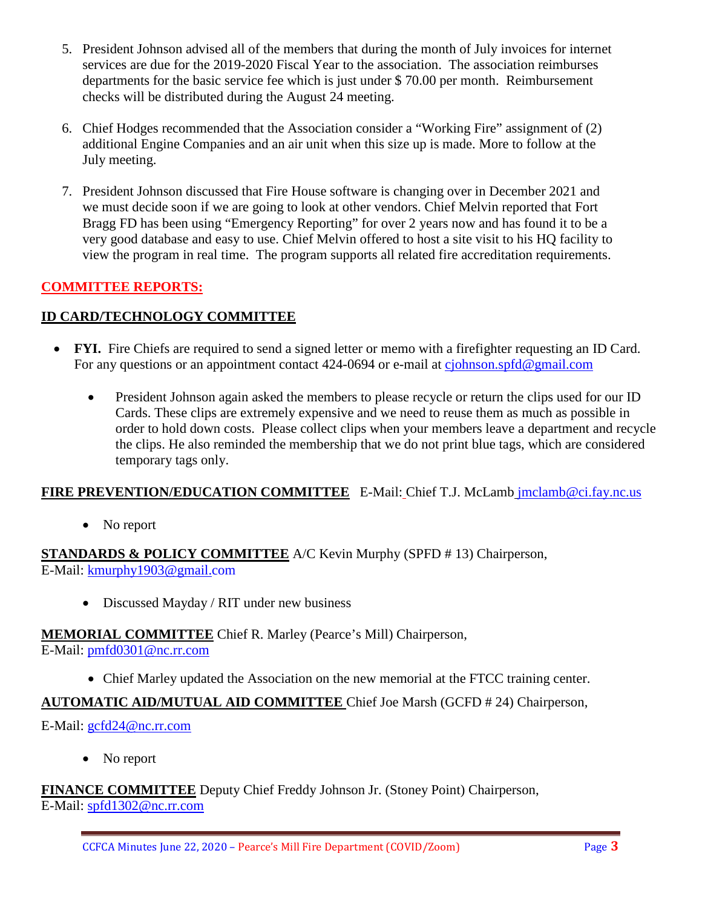5. President Johnson advised all of the members that during the month of July invoices for internet services are due for the 2019-2020 Fiscal Year to the association. The association reimburses departments for the basic service fee which is just under $ 70.00 per month. Reimbursement checks will be distributed during the August 24 meeting.

6. Chief Hodges recommended that the Association consider a "Working Fire" assignment of (2) additional Engine Companies and an air unit when this size up is made. More to follow at the July meeting.

7. President Johnson discussed that Fire House software is changing over in December 2021 and we must decide soon if we are going to look at other vendors. Chief Melvin reported that Fort Bragg FD has been using "Emergency Reporting" for over 2 years now and has found it to be a very good database and easy to use. Chief Melvin offered to host a site visit to his HQ facility to view the program in real time. The program supports all related fire accreditation requirements.

## COMMITTEE REPORTS:

### ID CARD/TECHNOLOGY COMMITTEE

- **FYI.** Fire Chiefs are required to send a signed letter or memo with a firefighter requesting an ID Card. For any questions or an appointment contact 424-0694 or e-mail at cjohnson.spfd@gmail.com
    - President Johnson again asked the members to please recycle or return the clips used for our ID Cards. These clips are extremely expensive and we need to reuse them as much as possible in order to hold down costs. Please collect clips when your members leave a department and recycle the clips. He also reminded the membership that we do not print blue tags, which are considered temporary tags only.

**FIRE PREVENTION/EDUCATION COMMITTEE** E-Mail: Chief T.J. McLamb jmclamb@ci.fay.nc.us

- No report

**STANDARDS & POLICY COMMITTEE** A/C Kevin Murphy (SPFD # 13) Chairperson, E-Mail: kmurphy1903@gmail.com

- Discussed Mayday / RIT under new business

**MEMORIAL COMMITTEE** Chief R. Marley (Pearce's Mill) Chairperson, E-Mail: pmfd0301@nc.rr.com

- Chief Marley updated the Association on the new memorial at the FTCC training center.

**AUTOMATIC AID/MUTUAL AID COMMITTEE** Chief Joe Marsh (GCFD # 24) Chairperson, E-Mail: gcfd24@nc.rr.com

- No report

**FINANCE COMMITTEE** Deputy Chief Freddy Johnson Jr. (Stoney Point) Chairperson, E-Mail: spfd1302@nc.rr.com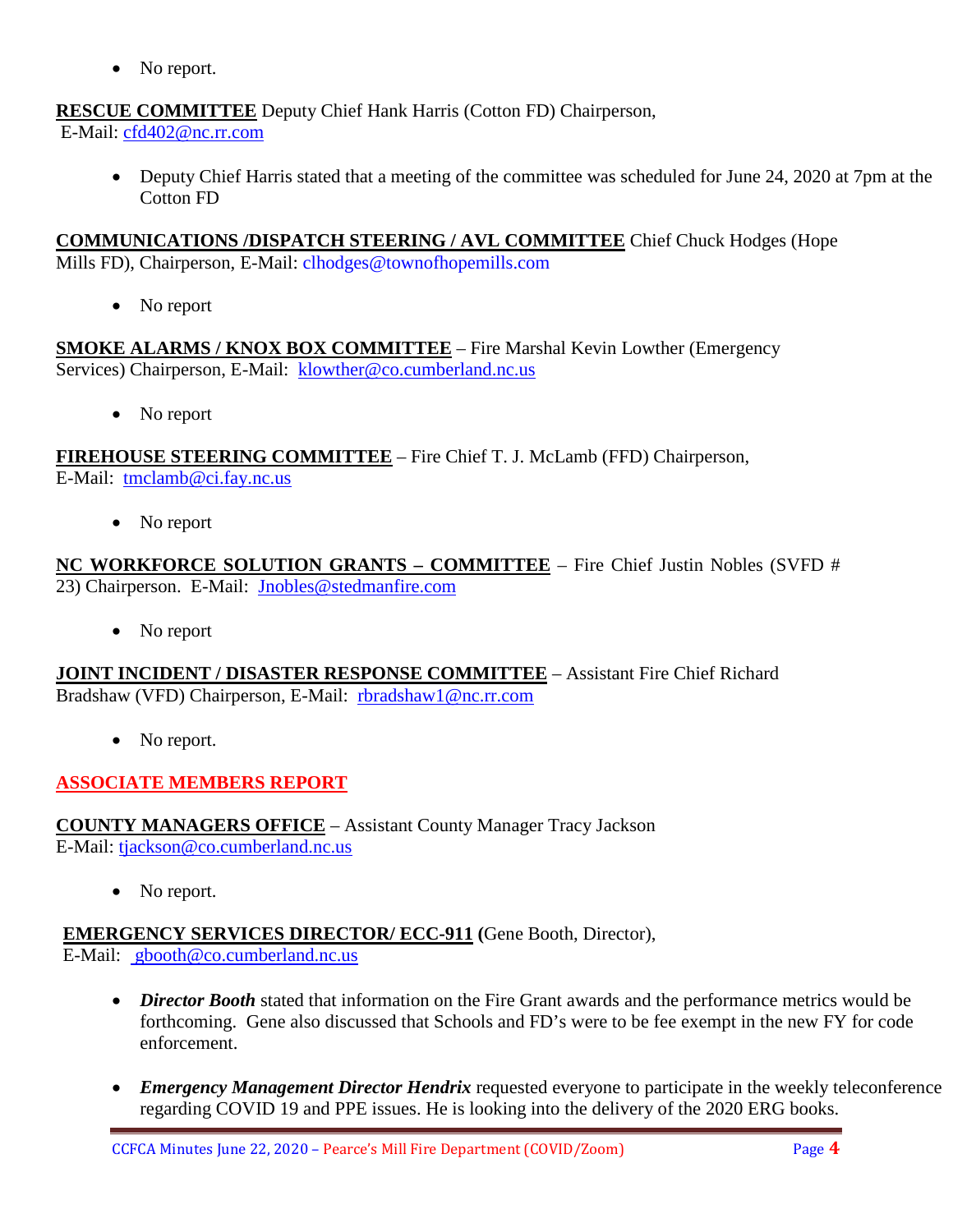- No report.

**RESCUE COMMITTEE** Deputy Chief Hank Harris (Cotton FD) Chairperson,
E-Mail: cfd402@nc.rr.com

- Deputy Chief Harris stated that a meeting of the committee was scheduled for June 24, 2020 at 7pm at the Cotton FD

**COMMUNICATIONS /DISPATCH STEERING / AVL COMMITTEE** Chief Chuck Hodges (Hope Mills FD), Chairperson, E-Mail: clhodges@townofhopemills.com

- No report

**SMOKE ALARMS / KNOX BOX COMMITTEE** – Fire Marshal Kevin Lowther (Emergency Services) Chairperson, E-Mail: klowther@co.cumberland.nc.us

- No report

**FIREHOUSE STEERING COMMITTEE** – Fire Chief T. J. McLamb (FFD) Chairperson,
E-Mail: tmclamb@ci.fay.nc.us

- No report

**NC WORKFORCE SOLUTION GRANTS – COMMITTEE** – Fire Chief Justin Nobles (SVFD # 23) Chairperson. E-Mail: Jnobles@stedmanfire.com

- No report

**JOINT INCIDENT / DISASTER RESPONSE COMMITTEE** – Assistant Fire Chief Richard Bradshaw (VFD) Chairperson, E-Mail: rbradshaw1@nc.rr.com

- No report.

## ASSOCIATE MEMBERS REPORT

**COUNTY MANAGERS OFFICE** – Assistant County Manager Tracy Jackson
E-Mail: tjackson@co.cumberland.nc.us

- No report.

**EMERGENCY SERVICES DIRECTOR/ ECC-911 (**Gene Booth, Director),
E-Mail: gbooth@co.cumberland.nc.us

- ***Director Booth*** stated that information on the Fire Grant awards and the performance metrics would be forthcoming. Gene also discussed that Schools and FD's were to be fee exempt in the new FY for code enforcement.

- ***Emergency Management Director Hendrix*** requested everyone to participate in the weekly teleconference regarding COVID 19 and PPE issues. He is looking into the delivery of the 2020 ERG books.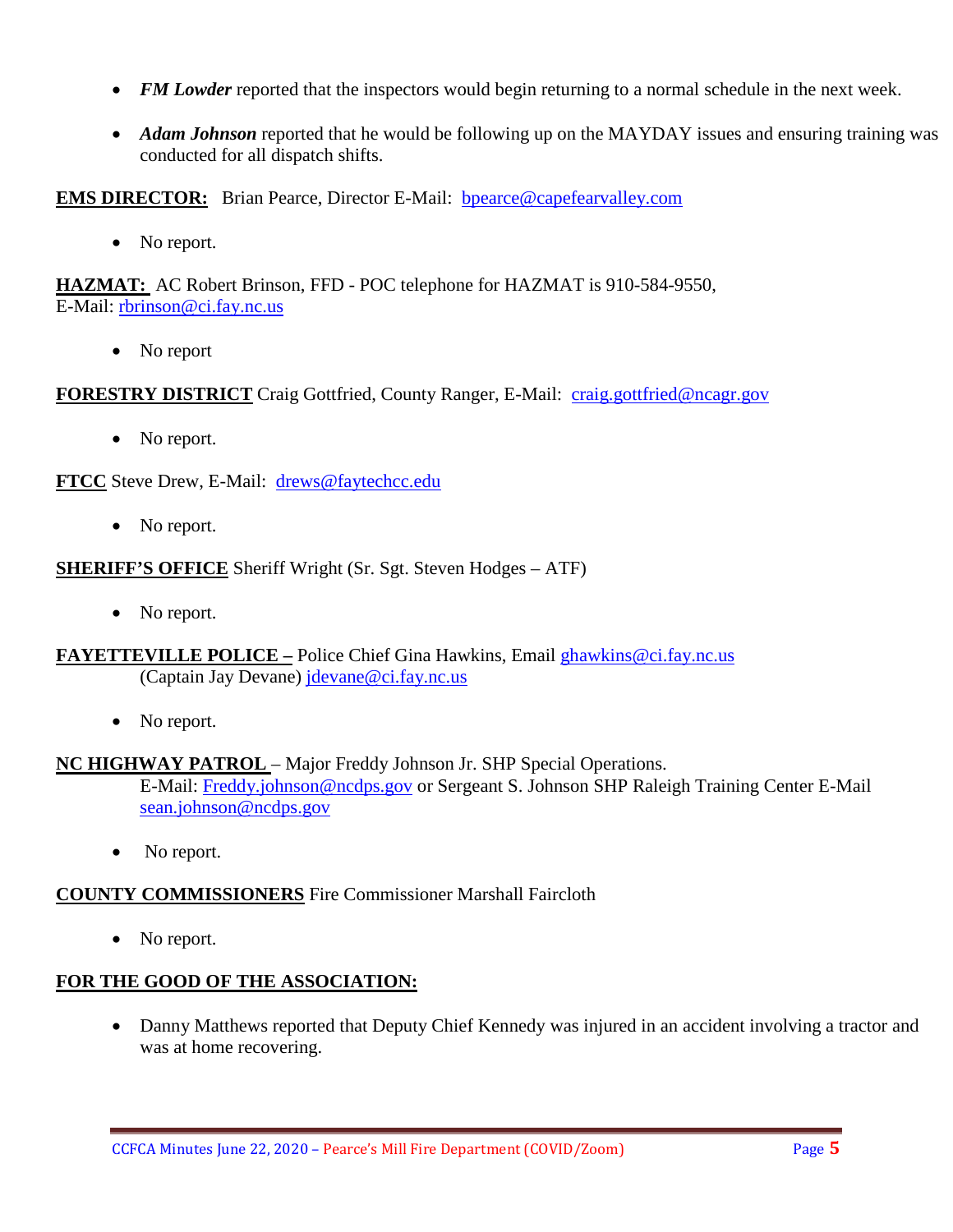- ***FM Lowder*** reported that the inspectors would begin returning to a normal schedule in the next week.

- ***Adam Johnson*** reported that he would be following up on the MAYDAY issues and ensuring training was conducted for all dispatch shifts.

**EMS DIRECTOR:** Brian Pearce, Director E-Mail: bpearce@capefearvalley.com

- No report.

**HAZMAT:** AC Robert Brinson, FFD - POC telephone for HAZMAT is 910-584-9550, E-Mail: rbrinson@ci.fay.nc.us

- No report

**FORESTRY DISTRICT** Craig Gottfried, County Ranger, E-Mail: craig.gottfried@ncagr.gov

- No report.

**FTCC** Steve Drew, E-Mail: drews@faytechcc.edu

- No report.

**SHERIFF'S OFFICE** Sheriff Wright (Sr. Sgt. Steven Hodges – ATF)

- No report.

**FAYETTEVILLE POLICE –** Police Chief Gina Hawkins, Email ghawkins@ci.fay.nc.us (Captain Jay Devane) jdevane@ci.fay.nc.us

- No report.

**NC HIGHWAY PATROL** – Major Freddy Johnson Jr. SHP Special Operations. E-Mail: Freddy.johnson@ncdps.gov or Sergeant S. Johnson SHP Raleigh Training Center E-Mail sean.johnson@ncdps.gov

- No report.

**COUNTY COMMISSIONERS** Fire Commissioner Marshall Faircloth

- No report.

**FOR THE GOOD OF THE ASSOCIATION:**

- Danny Matthews reported that Deputy Chief Kennedy was injured in an accident involving a tractor and was at home recovering.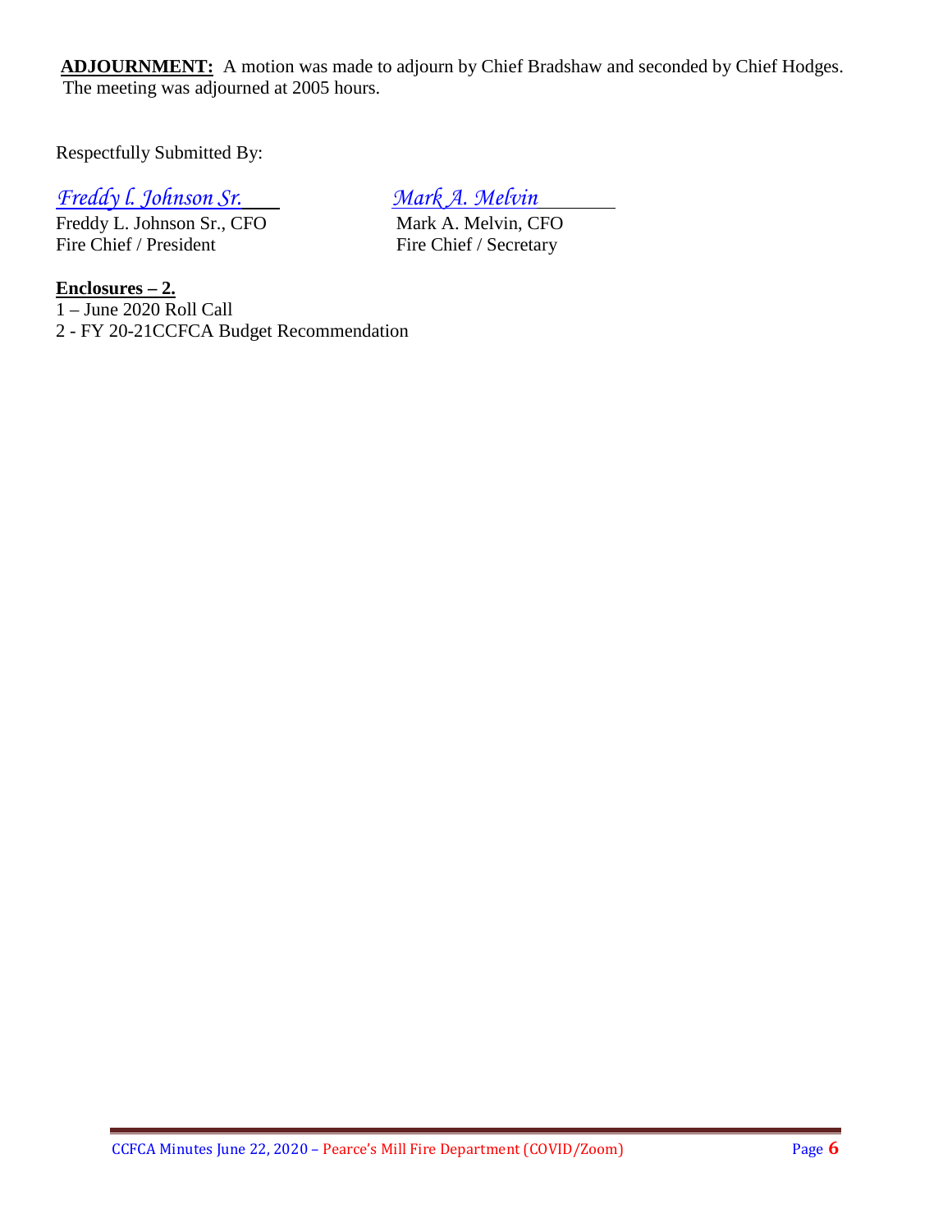**ADJOURNMENT:** A motion was made to adjourn by Chief Bradshaw and seconded by Chief Hodges. The meeting was adjourned at 2005 hours.

Respectfully Submitted By:

*Freddy l. Johnson Sr.*
Freddy L. Johnson Sr., CFO
Fire Chief / President

*Mark A. Melvin*
Mark A. Melvin, CFO
Fire Chief / Secretary

**Enclosures – 2.**

1 – June 2020 Roll Call
2 - FY 20-21CCFCA Budget Recommendation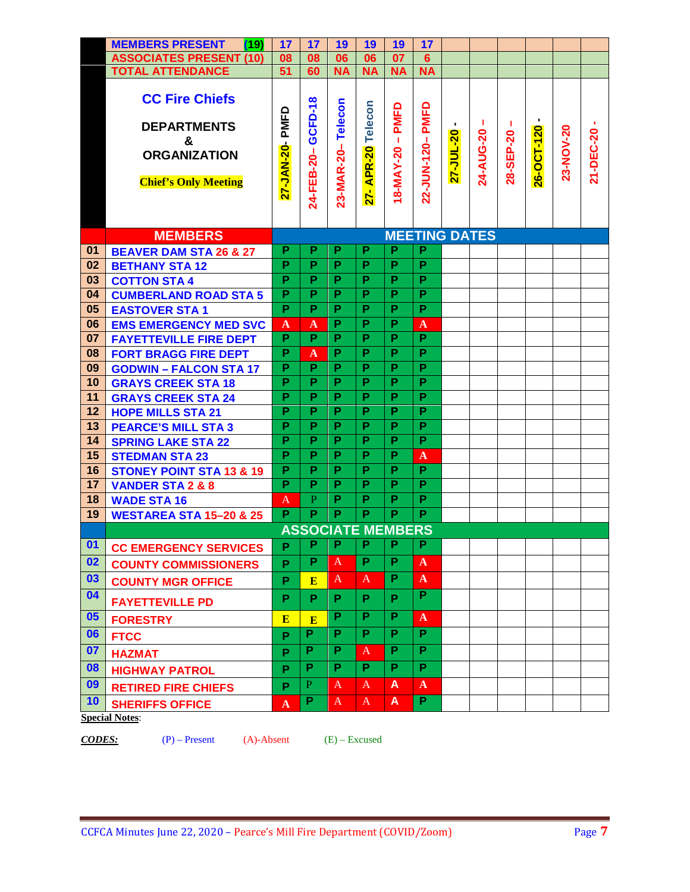| | MEMBERS PRESENT (19) | 17 | 17 | 19 | 19 | 19 | 17 | | | | | | |
|---|---|---|---|---|---|---|---|---|---|---|---|---|---|
| | ASSOCIATES PRESENT (10) | 08 | 08 | 06 | 06 | 07 | 6 | | | | | | |
| | TOTAL ATTENDANCE | 51 | 60 | NA | NA | NA | NA | | | | | | |
| | **CC Fire Chiefs** DEPARTMENTS & ORGANIZATION **Chief's Only Meeting** | 27-JAN-20- PMFD | 24-FEB-20– GCFD-18 | 23-MAR-20– Telecon | 27- APR-20 Telecon | 18-MAY-20 – PMFD | 22-JUN-120– PMFD | 27-JUL-20 - | 24-AUG-20 – | 28-SEP-20 – | 26-OCT-120 - | 23-NOV-20 | 21-DEC-20 - |
| | **MEMBERS** | **MEETING DATES** | | | | | | | | | | | |
| 01 | BEAVER DAM STA 26 & 27 | P | P | P | P | P | P | | | | | | |
| 02 | BETHANY STA 12 | P | P | P | P | P | P | | | | | | |
| 03 | COTTON STA 4 | P | P | P | P | P | P | | | | | | |
| 04 | CUMBERLAND ROAD STA 5 | P | P | P | P | P | P | | | | | | |
| 05 | EASTOVER STA 1 | P | P | P | P | P | P | | | | | | |
| 06 | EMS EMERGENCY MED SVC | A | A | P | P | P | A | | | | | | |
| 07 | FAYETTEVILLE FIRE DEPT | P | P | P | P | P | P | | | | | | |
| 08 | FORT BRAGG FIRE DEPT | P | A | P | P | P | P | | | | | | |
| 09 | GODWIN – FALCON STA 17 | P | P | P | P | P | P | | | | | | |
| 10 | GRAYS CREEK STA 18 | P | P | P | P | P | P | | | | | | |
| 11 | GRAYS CREEK STA 24 | P | P | P | P | P | P | | | | | | |
| 12 | HOPE MILLS STA 21 | P | P | P | P | P | P | | | | | | |
| 13 | PEARCE'S MILL STA 3 | P | P | P | P | P | P | | | | | | |
| 14 | SPRING LAKE STA 22 | P | P | P | P | P | P | | | | | | |
| 15 | STEDMAN STA 23 | P | P | P | P | P | A | | | | | | |
| 16 | STONEY POINT STA 13 & 19 | P | P | P | P | P | P | | | | | | |
| 17 | VANDER STA 2 & 8 | P | P | P | P | P | P | | | | | | |
| 18 | WADE STA 16 | A | P | P | P | P | P | | | | | | |
| 19 | WESTAREA STA 15–20 & 25 | P | P | P | P | P | P | | | | | | |
| | **ASSOCIATE MEMBERS** | | | | | | | | | | | | |
| 01 | CC EMERGENCY SERVICES | P | P | P | P | P | P | | | | | | |
| 02 | COUNTY COMMISSIONERS | P | P | A | P | P | A | | | | | | |
| 03 | COUNTY MGR OFFICE | P | E | A | A | P | A | | | | | | |
| 04 | FAYETTEVILLE PD | P | P | P | P | P | P | | | | | | |
| 05 | FORESTRY | E | E | P | P | P | A | | | | | | |
| 06 | FTCC | P | P | P | P | P | P | | | | | | |
| 07 | HAZMAT | P | P | P | A | P | P | | | | | | |
| 08 | HIGHWAY PATROL | P | P | P | P | P | P | | | | | | |
| 09 | RETIRED FIRE CHIEFS | P | P | A | A | A | A | | | | | | |
| 10 | SHERIFFS OFFICE | A | P | A | A | A | P | | | | | | |

**Special Notes**:

***CODES:*** (P) – Present (A)-Absent (E) – Excused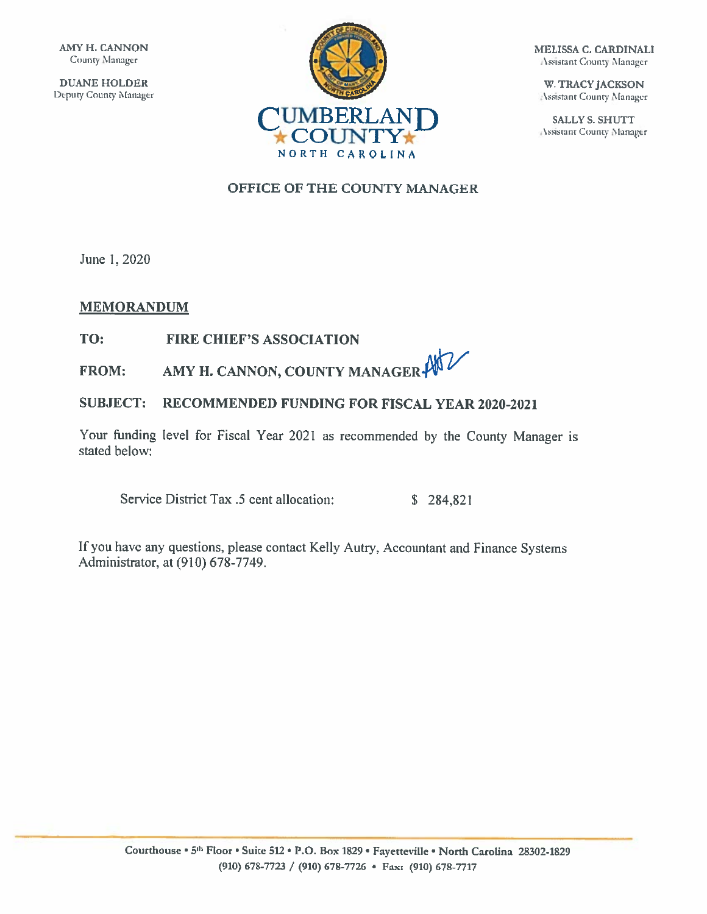AMY H. CANNON
County Manager

DUANE HOLDER
Deputy County Manager

MELISSA C. CARDINALI
Assistant County Manager

W. TRACY JACKSON
Assistant County Manager

SALLY S. SHUTT
Assistant County Manager

CUMBERLAND ★COUNTY★ NORTH CAROLINA

## OFFICE OF THE COUNTY MANAGER

June 1, 2020

**MEMORANDUM**

**TO:** FIRE CHIEF'S ASSOCIATION

**FROM:** AMY H. CANNON, COUNTY MANAGER

**SUBJECT:** RECOMMENDED FUNDING FOR FISCAL YEAR 2020-2021

Your funding level for Fiscal Year 2021 as recommended by the County Manager is stated below:

Service District Tax .5 cent allocation: $ 284,821

If you have any questions, please contact Kelly Autry, Accountant and Finance Systems Administrator, at (910) 678-7749.

Courthouse • 5th Floor • Suite 512 • P.O. Box 1829 • Fayetteville • North Carolina 28302-1829
(910) 678-7723 / (910) 678-7726 • Fax: (910) 678-7717